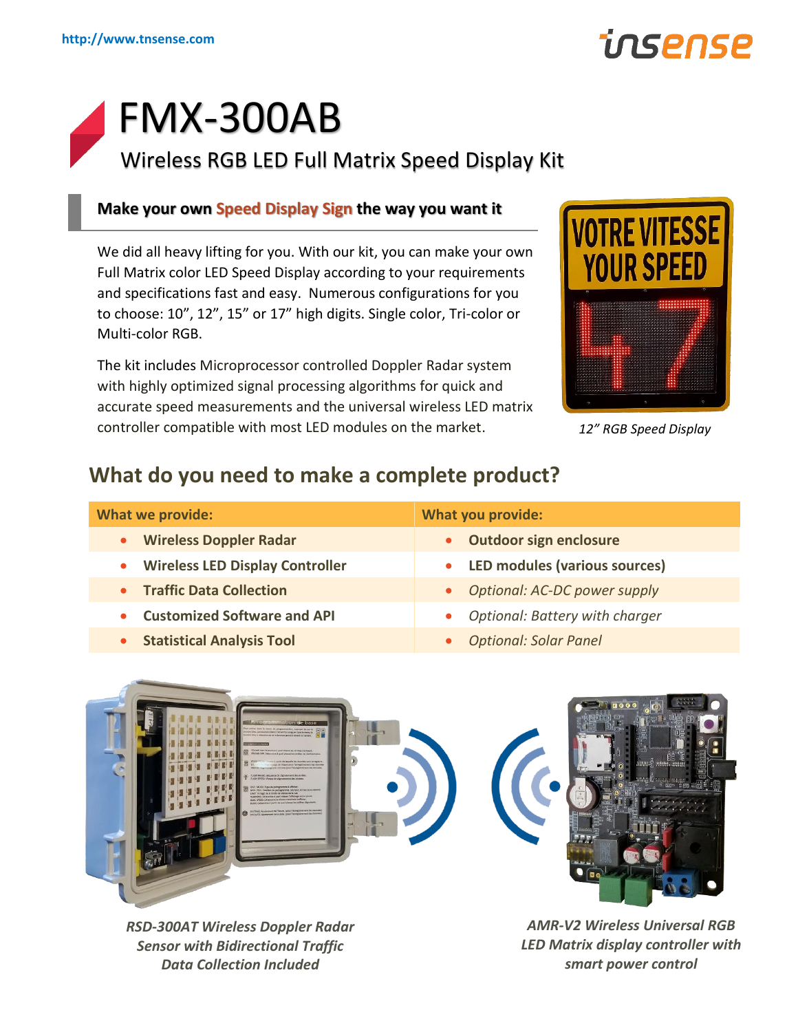http://www.tnsense.com

# FMX-300AB

## Wireless RGB LED Full Matrix Speed Display Kit

### Make your own Speed Display Sign the way you want it

We did all heavy lifting for you. With our kit, you can make your own Full Matrix color LED Speed Display according to your requirements and specifications fast and easy. Numerous configurations for you to choose: 10", 12", 15" or 17" high digits. Single color, Tri-color or Multi-color RGB.

The kit includes Microprocessor controlled Doppler Radar system with highly optimized signal processing algorithms for quick and accurate speed measurements and the universal wireless LED matrix controller compatible with most LED modules on the market.

*12" RGB Speed Display*

## What do you need to make a complete product?

| What we provide: | What you provide: |
| --- | --- |
| • **Wireless Doppler Radar** | • **Outdoor sign enclosure** |
| • **Wireless LED Display Controller** | • **LED modules (various sources)** |
| • **Traffic Data Collection** | • *Optional: AC-DC power supply* |
| • **Customized Software and API** | • *Optional: Battery with charger* |
| • **Statistical Analysis Tool** | • *Optional: Solar Panel* |

*RSD-300AT Wireless Doppler Radar Sensor with Bidirectional Traffic Data Collection Included*

*AMR-V2 Wireless Universal RGB LED Matrix display controller with smart power control*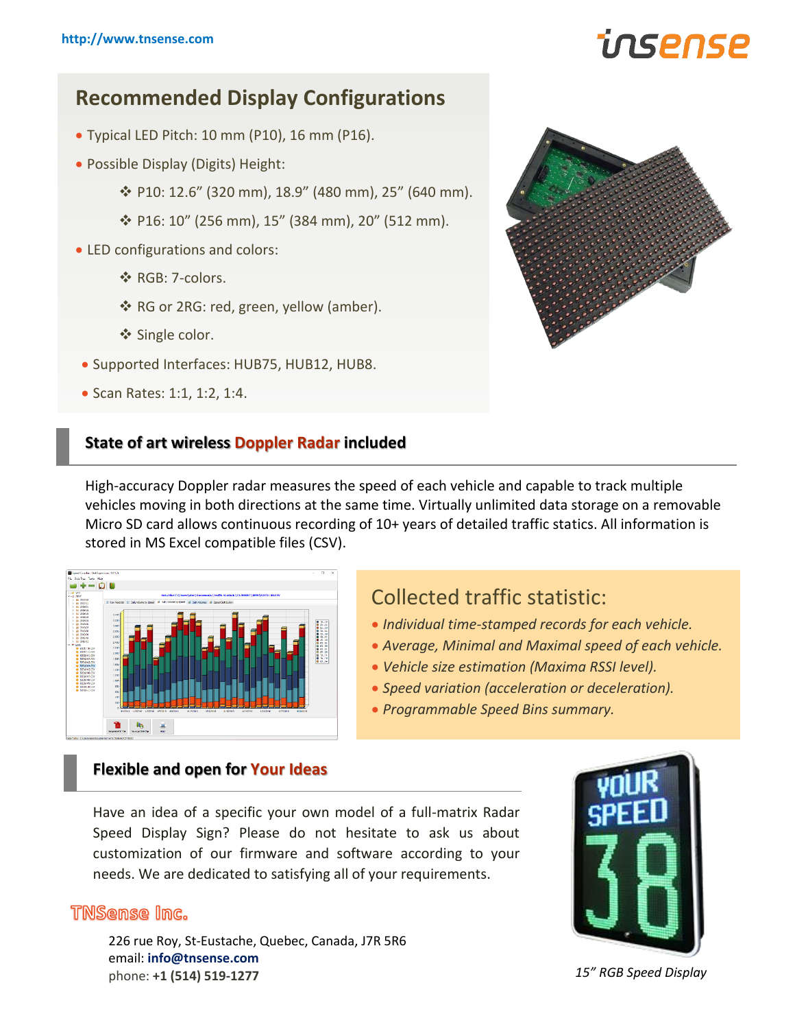## Recommended Display Configurations

- Typical LED Pitch: 10 mm (P10), 16 mm (P16).
- Possible Display (Digits) Height:
  - ❖ P10: 12.6" (320 mm), 18.9" (480 mm), 25" (640 mm).
  - ❖ P16: 10" (256 mm), 15" (384 mm), 20" (512 mm).
- LED configurations and colors:
  - ❖ RGB: 7-colors.
  - ❖ RG or 2RG: red, green, yellow (amber).
  - ❖ Single color.
- Supported Interfaces: HUB75, HUB12, HUB8.
- Scan Rates: 1:1, 1:2, 1:4.

## State of art wireless Doppler Radar included

High-accuracy Doppler radar measures the speed of each vehicle and capable to track multiple vehicles moving in both directions at the same time. Virtually unlimited data storage on a removable Micro SD card allows continuous recording of 10+ years of detailed traffic statics. All information is stored in MS Excel compatible files (CSV).

### Collected traffic statistic:

- *Individual time-stamped records for each vehicle.*
- *Average, Minimal and Maximal speed of each vehicle.*
- *Vehicle size estimation (Maxima RSSI level).*
- *Speed variation (acceleration or deceleration).*
- *Programmable Speed Bins summary.*

## Flexible and open for Your Ideas

Have an idea of a specific your own model of a full-matrix Radar Speed Display Sign? Please do not hesitate to ask us about customization of our firmware and software according to your needs. We are dedicated to satisfying all of your requirements.

### TNSense Inc.

226 rue Roy, St-Eustache, Quebec, Canada, J7R 5R6
email: **info@tnsense.com**
phone: **+1 (514) 519-1277**

*15" RGB Speed Display*